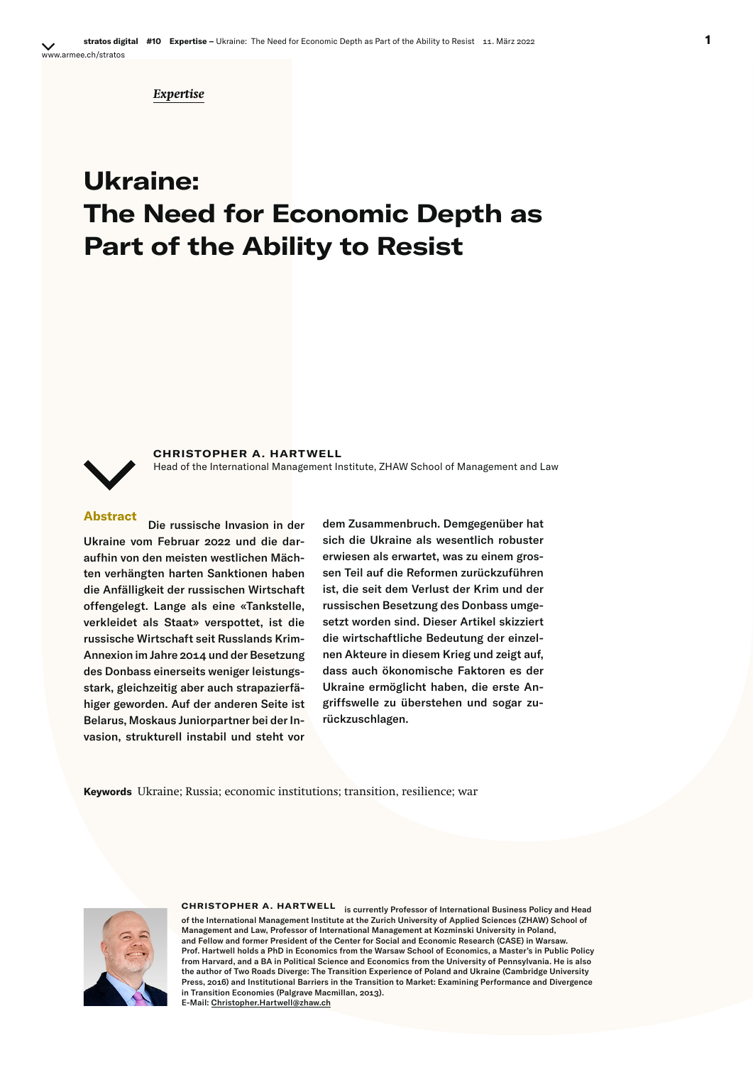*Expertise*

# Ukraine: The Need for Economic Depth as Part of the Ability to Resist

**CHRISTOPHER A. HARTWELL**
Head of the International Management Institute, ZHAW School of Management and Law

**Abstract** Die russische Invasion in der Ukraine vom Februar 2022 und die daraufhin von den meisten westlichen Mächten verhängten harten Sanktionen haben die Anfälligkeit der russischen Wirtschaft offengelegt. Lange als eine «Tankstelle, verkleidet als Staat» verspottet, ist die russische Wirtschaft seit Russlands Krim-Annexion im Jahre 2014 und der Besetzung des Donbass einerseits weniger leistungsstark, gleichzeitig aber auch strapazierfähiger geworden. Auf der anderen Seite ist Belarus, Moskaus Juniorpartner bei der Invasion, strukturell instabil und steht vor dem Zusammenbruch. Demgegenüber hat sich die Ukraine als wesentlich robuster erwiesen als erwartet, was zu einem grossen Teil auf die Reformen zurückzuführen ist, die seit dem Verlust der Krim und der russischen Besetzung des Donbass umgesetzt worden sind. Dieser Artikel skizziert die wirtschaftliche Bedeutung der einzelnen Akteure in diesem Krieg und zeigt auf, dass auch ökonomische Faktoren es der Ukraine ermöglicht haben, die erste Angriffswelle zu überstehen und sogar zurückzuschlagen.

**Keywords** Ukraine; Russia; economic institutions; transition, resilience; war

**CHRISTOPHER A. HARTWELL** is currently Professor of International Business Policy and Head of the International Management Institute at the Zurich University of Applied Sciences (ZHAW) School of Management and Law, Professor of International Management at Kozminski University in Poland, and Fellow and former President of the Center for Social and Economic Research (CASE) in Warsaw. Prof. Hartwell holds a PhD in Economics from the Warsaw School of Economics, a Master's in Public Policy from Harvard, and a BA in Political Science and Economics from the University of Pennsylvania. He is also the author of Two Roads Diverge: The Transition Experience of Poland and Ukraine (Cambridge University Press, 2016) and Institutional Barriers in the Transition to Market: Examining Performance and Divergence in Transition Economies (Palgrave Macmillan, 2013).
E-Mail: Christopher.Hartwell@zhaw.ch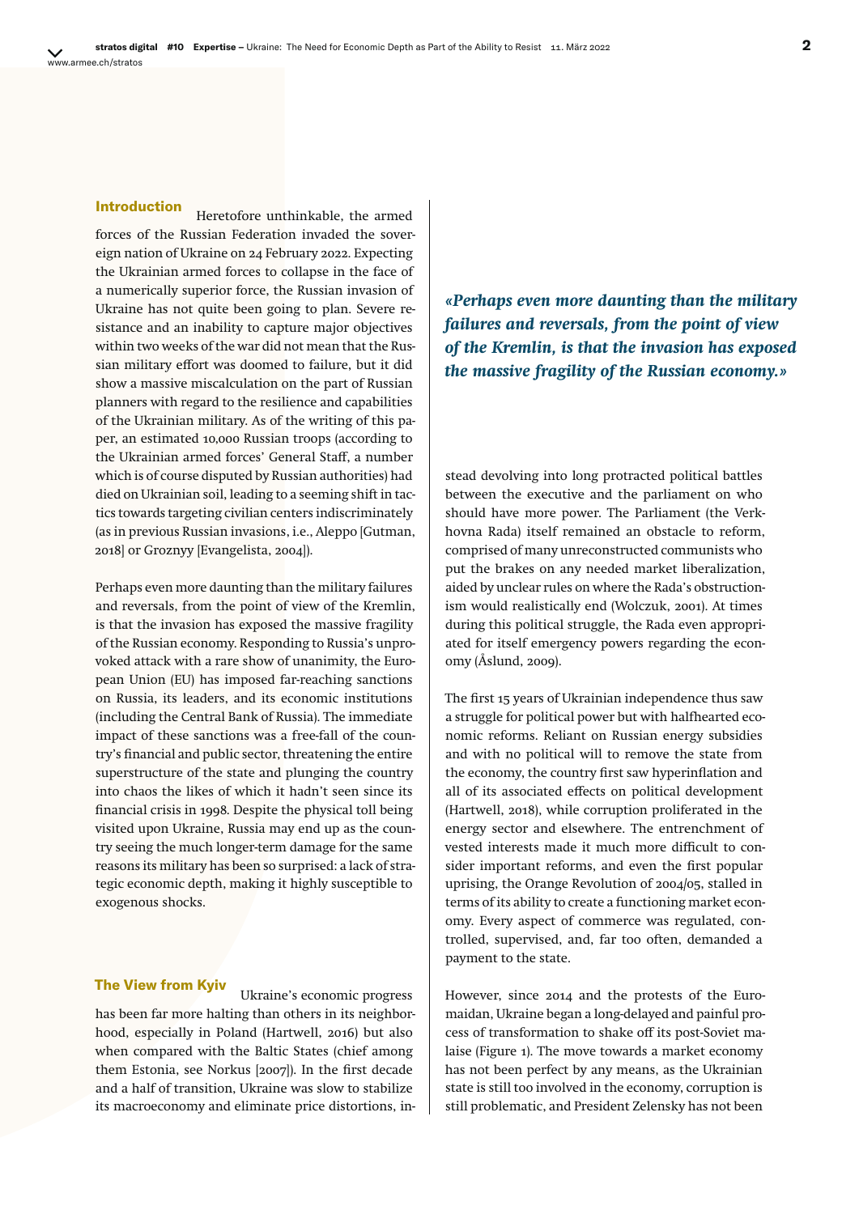## Introduction

Heretofore unthinkable, the armed forces of the Russian Federation invaded the sovereign nation of Ukraine on 24 February 2022. Expecting the Ukrainian armed forces to collapse in the face of a numerically superior force, the Russian invasion of Ukraine has not quite been going to plan. Severe resistance and an inability to capture major objectives within two weeks of the war did not mean that the Russian military effort was doomed to failure, but it did show a massive miscalculation on the part of Russian planners with regard to the resilience and capabilities of the Ukrainian military. As of the writing of this paper, an estimated 10,000 Russian troops (according to the Ukrainian armed forces' General Staff, a number which is of course disputed by Russian authorities) had died on Ukrainian soil, leading to a seeming shift in tactics towards targeting civilian centers indiscriminately (as in previous Russian invasions, i.e., Aleppo [Gutman, 2018] or Groznyy [Evangelista, 2004]).

Perhaps even more daunting than the military failures and reversals, from the point of view of the Kremlin, is that the invasion has exposed the massive fragility of the Russian economy. Responding to Russia's unprovoked attack with a rare show of unanimity, the European Union (EU) has imposed far-reaching sanctions on Russia, its leaders, and its economic institutions (including the Central Bank of Russia). The immediate impact of these sanctions was a free-fall of the country's financial and public sector, threatening the entire superstructure of the state and plunging the country into chaos the likes of which it hadn't seen since its financial crisis in 1998. Despite the physical toll being visited upon Ukraine, Russia may end up as the country seeing the much longer-term damage for the same reasons its military has been so surprised: a lack of strategic economic depth, making it highly susceptible to exogenous shocks.

> *«Perhaps even more daunting than the military failures and reversals, from the point of view of the Kremlin, is that the invasion has exposed the massive fragility of the Russian economy.»*

## The View from Kyiv

Ukraine's economic progress has been far more halting than others in its neighborhood, especially in Poland (Hartwell, 2016) but also when compared with the Baltic States (chief among them Estonia, see Norkus [2007]). In the first decade and a half of transition, Ukraine was slow to stabilize its macroeconomy and eliminate price distortions, instead devolving into long protracted political battles between the executive and the parliament on who should have more power. The Parliament (the Verkhovna Rada) itself remained an obstacle to reform, comprised of many unreconstructed communists who put the brakes on any needed market liberalization, aided by unclear rules on where the Rada's obstructionism would realistically end (Wolczuk, 2001). At times during this political struggle, the Rada even appropriated for itself emergency powers regarding the economy (Åslund, 2009).

The first 15 years of Ukrainian independence thus saw a struggle for political power but with halfhearted economic reforms. Reliant on Russian energy subsidies and with no political will to remove the state from the economy, the country first saw hyperinflation and all of its associated effects on political development (Hartwell, 2018), while corruption proliferated in the energy sector and elsewhere. The entrenchment of vested interests made it much more difficult to consider important reforms, and even the first popular uprising, the Orange Revolution of 2004/05, stalled in terms of its ability to create a functioning market economy. Every aspect of commerce was regulated, controlled, supervised, and, far too often, demanded a payment to the state.

However, since 2014 and the protests of the Euromaidan, Ukraine began a long-delayed and painful process of transformation to shake off its post-Soviet malaise (Figure 1). The move towards a market economy has not been perfect by any means, as the Ukrainian state is still too involved in the economy, corruption is still problematic, and President Zelensky has not been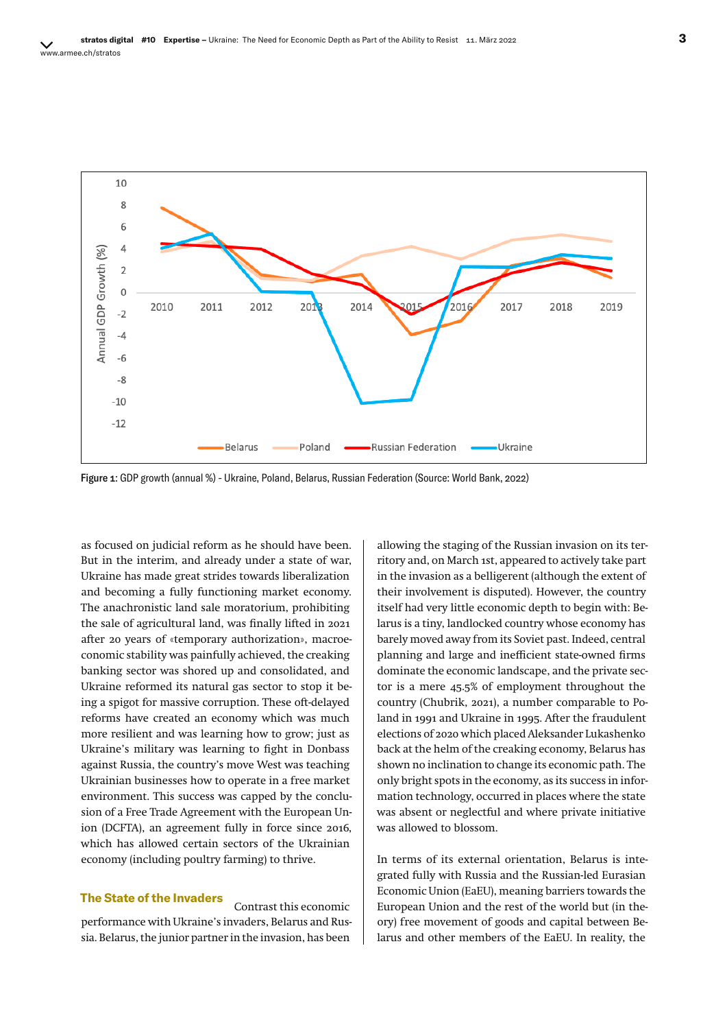Figure 1: GDP growth (annual %) - Ukraine, Poland, Belarus, Russian Federation (Source: World Bank, 2022)

as focused on judicial reform as he should have been. But in the interim, and already under a state of war, Ukraine has made great strides towards liberalization and becoming a fully functioning market economy. The anachronistic land sale moratorium, prohibiting the sale of agricultural land, was finally lifted in 2021 after 20 years of «temporary authorization», macroeconomic stability was painfully achieved, the creaking banking sector was shored up and consolidated, and Ukraine reformed its natural gas sector to stop it being a spigot for massive corruption. These oft-delayed reforms have created an economy which was much more resilient and was learning how to grow; just as Ukraine's military was learning to fight in Donbass against Russia, the country's move West was teaching Ukrainian businesses how to operate in a free market environment. This success was capped by the conclusion of a Free Trade Agreement with the European Union (DCFTA), an agreement fully in force since 2016, which has allowed certain sectors of the Ukrainian economy (including poultry farming) to thrive.

## The State of the Invaders

Contrast this economic performance with Ukraine's invaders, Belarus and Russia. Belarus, the junior partner in the invasion, has been allowing the staging of the Russian invasion on its territory and, on March 1st, appeared to actively take part in the invasion as a belligerent (although the extent of their involvement is disputed). However, the country itself had very little economic depth to begin with: Belarus is a tiny, landlocked country whose economy has barely moved away from its Soviet past. Indeed, central planning and large and inefficient state-owned firms dominate the economic landscape, and the private sector is a mere 45.5% of employment throughout the country (Chubrik, 2021), a number comparable to Poland in 1991 and Ukraine in 1995. After the fraudulent elections of 2020 which placed Aleksander Lukashenko back at the helm of the creaking economy, Belarus has shown no inclination to change its economic path. The only bright spots in the economy, as its success in information technology, occurred in places where the state was absent or neglectful and where private initiative was allowed to blossom.

In terms of its external orientation, Belarus is integrated fully with Russia and the Russian-led Eurasian Economic Union (EaEU), meaning barriers towards the European Union and the rest of the world but (in theory) free movement of goods and capital between Belarus and other members of the EaEU. In reality, the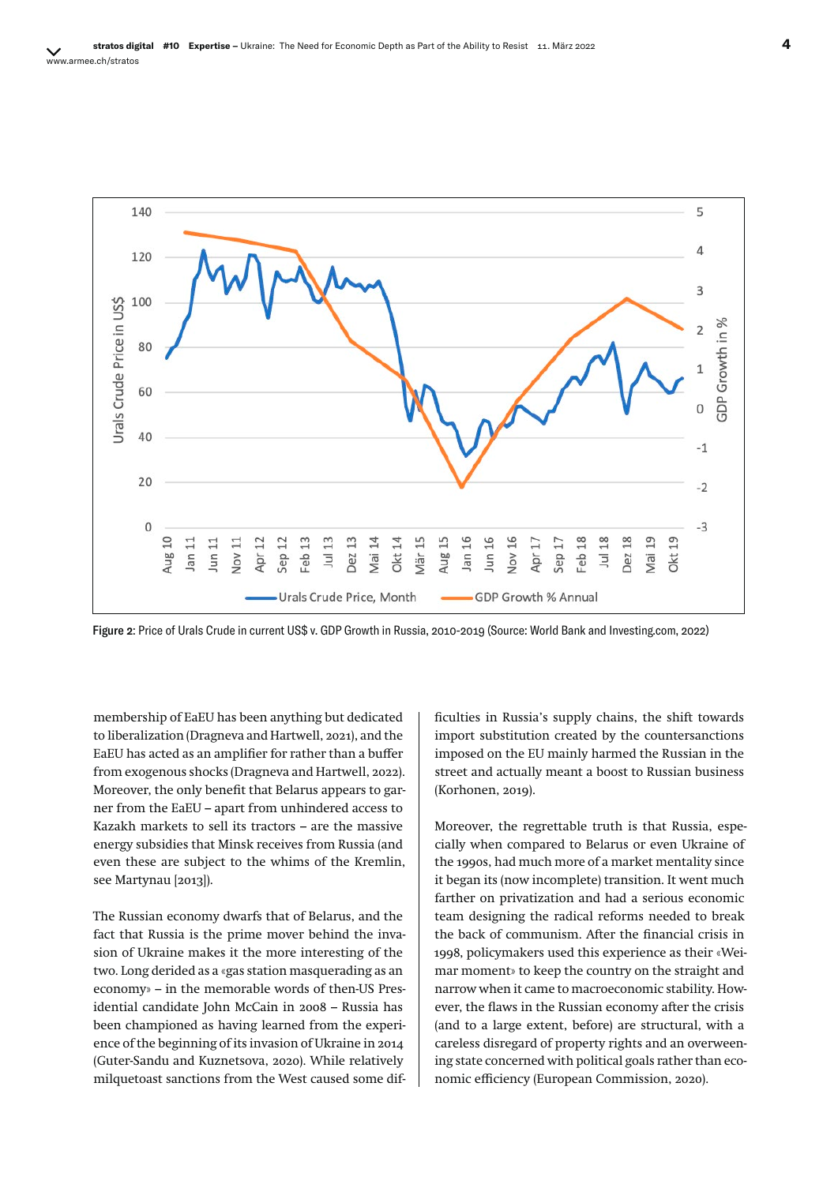Figure 2: Price of Urals Crude in current US$ v. GDP Growth in Russia, 2010-2019 (Source: World Bank and Investing.com, 2022)

membership of EaEU has been anything but dedicated to liberalization (Dragneva and Hartwell, 2021), and the EaEU has acted as an amplifier for rather than a buffer from exogenous shocks (Dragneva and Hartwell, 2022). Moreover, the only benefit that Belarus appears to garner from the EaEU – apart from unhindered access to Kazakh markets to sell its tractors – are the massive energy subsidies that Minsk receives from Russia (and even these are subject to the whims of the Kremlin, see Martynau [2013]).

The Russian economy dwarfs that of Belarus, and the fact that Russia is the prime mover behind the invasion of Ukraine makes it the more interesting of the two. Long derided as a «gas station masquerading as an economy» – in the memorable words of then-US Presidential candidate John McCain in 2008 – Russia has been championed as having learned from the experience of the beginning of its invasion of Ukraine in 2014 (Guter-Sandu and Kuznetsova, 2020). While relatively milquetoast sanctions from the West caused some difficulties in Russia's supply chains, the shift towards import substitution created by the countersanctions imposed on the EU mainly harmed the Russian in the street and actually meant a boost to Russian business (Korhonen, 2019).

Moreover, the regrettable truth is that Russia, especially when compared to Belarus or even Ukraine of the 1990s, had much more of a market mentality since it began its (now incomplete) transition. It went much farther on privatization and had a serious economic team designing the radical reforms needed to break the back of communism. After the financial crisis in 1998, policymakers used this experience as their «Weimar moment» to keep the country on the straight and narrow when it came to macroeconomic stability. However, the flaws in the Russian economy after the crisis (and to a large extent, before) are structural, with a careless disregard of property rights and an overweening state concerned with political goals rather than economic efficiency (European Commission, 2020).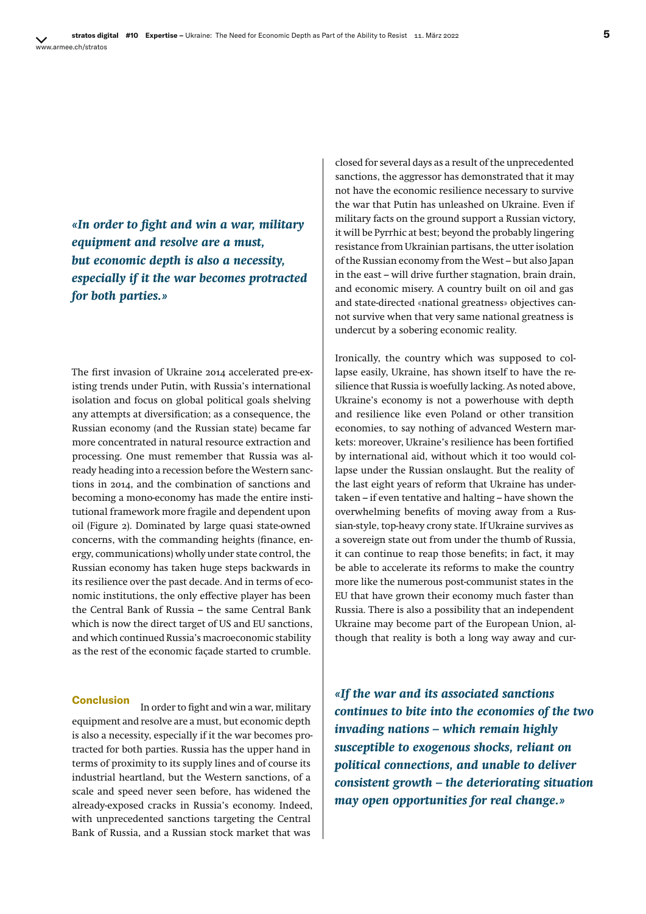*«In order to fight and win a war, military equipment and resolve are a must, but economic depth is also a necessity, especially if it the war becomes protracted for both parties.»*

The first invasion of Ukraine 2014 accelerated pre-existing trends under Putin, with Russia's international isolation and focus on global political goals shelving any attempts at diversification; as a consequence, the Russian economy (and the Russian state) became far more concentrated in natural resource extraction and processing. One must remember that Russia was already heading into a recession before the Western sanctions in 2014, and the combination of sanctions and becoming a mono-economy has made the entire institutional framework more fragile and dependent upon oil (Figure 2). Dominated by large quasi state-owned concerns, with the commanding heights (finance, energy, communications) wholly under state control, the Russian economy has taken huge steps backwards in its resilience over the past decade. And in terms of economic institutions, the only effective player has been the Central Bank of Russia – the same Central Bank which is now the direct target of US and EU sanctions, and which continued Russia's macroeconomic stability as the rest of the economic façade started to crumble.

## Conclusion

In order to fight and win a war, military equipment and resolve are a must, but economic depth is also a necessity, especially if it the war becomes protracted for both parties. Russia has the upper hand in terms of proximity to its supply lines and of course its industrial heartland, but the Western sanctions, of a scale and speed never seen before, has widened the already-exposed cracks in Russia's economy. Indeed, with unprecedented sanctions targeting the Central Bank of Russia, and a Russian stock market that was closed for several days as a result of the unprecedented sanctions, the aggressor has demonstrated that it may not have the economic resilience necessary to survive the war that Putin has unleashed on Ukraine. Even if military facts on the ground support a Russian victory, it will be Pyrrhic at best; beyond the probably lingering resistance from Ukrainian partisans, the utter isolation of the Russian economy from the West – but also Japan in the east – will drive further stagnation, brain drain, and economic misery. A country built on oil and gas and state-directed «national greatness» objectives cannot survive when that very same national greatness is undercut by a sobering economic reality.

Ironically, the country which was supposed to collapse easily, Ukraine, has shown itself to have the resilience that Russia is woefully lacking. As noted above, Ukraine's economy is not a powerhouse with depth and resilience like even Poland or other transition economies, to say nothing of advanced Western markets: moreover, Ukraine's resilience has been fortified by international aid, without which it too would collapse under the Russian onslaught. But the reality of the last eight years of reform that Ukraine has undertaken – if even tentative and halting – have shown the overwhelming benefits of moving away from a Russian-style, top-heavy crony state. If Ukraine survives as a sovereign state out from under the thumb of Russia, it can continue to reap those benefits; in fact, it may be able to accelerate its reforms to make the country more like the numerous post-communist states in the EU that have grown their economy much faster than Russia. There is also a possibility that an independent Ukraine may become part of the European Union, although that reality is both a long way away and cur-

*«If the war and its associated sanctions continues to bite into the economies of the two invading nations – which remain highly susceptible to exogenous shocks, reliant on political connections, and unable to deliver consistent growth – the deteriorating situation may open opportunities for real change.»*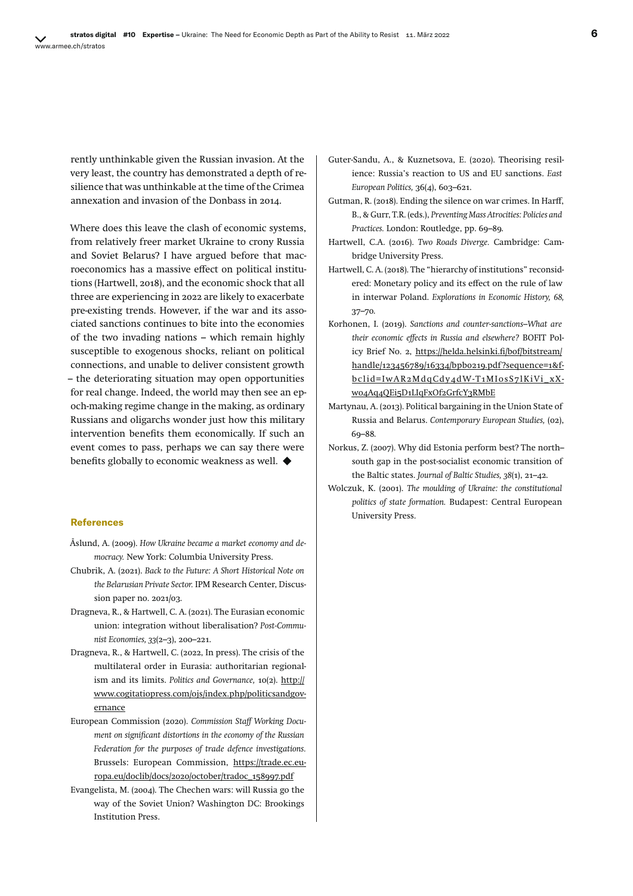rently unthinkable given the Russian invasion. At the very least, the country has demonstrated a depth of resilience that was unthinkable at the time of the Crimea annexation and invasion of the Donbass in 2014.

Where does this leave the clash of economic systems, from relatively freer market Ukraine to crony Russia and Soviet Belarus? I have argued before that macroeconomics has a massive effect on political institutions (Hartwell, 2018), and the economic shock that all three are experiencing in 2022 are likely to exacerbate pre-existing trends. However, if the war and its associated sanctions continues to bite into the economies of the two invading nations – which remain highly susceptible to exogenous shocks, reliant on political connections, and unable to deliver consistent growth – the deteriorating situation may open opportunities for real change. Indeed, the world may then see an epoch-making regime change in the making, as ordinary Russians and oligarchs wonder just how this military intervention benefits them economically. If such an event comes to pass, perhaps we can say there were benefits globally to economic weakness as well. ◆

### References

Åslund, A. (2009). *How Ukraine became a market economy and democracy.* New York: Columbia University Press.

Chubrik, A. (2021). *Back to the Future: A Short Historical Note on the Belarusian Private Sector.* IPM Research Center, Discussion paper no. 2021/03.

Dragneva, R., & Hartwell, C. A. (2021). The Eurasian economic union: integration without liberalisation? *Post-Communist Economies, 33*(2–3), 200–221.

Dragneva, R., & Hartwell, C. (2022, In press). The crisis of the multilateral order in Eurasia: authoritarian regionalism and its limits. *Politics and Governance,* 10(2). http://www.cogitatiopress.com/ojs/index.php/politicsandgovernance

European Commission (2020). *Commission Staff Working Document on significant distortions in the economy of the Russian Federation for the purposes of trade defence investigations.* Brussels: European Commission, https://trade.ec.europa.eu/doclib/docs/2020/october/tradoc_158997.pdf

Evangelista, M. (2004). The Chechen wars: will Russia go the way of the Soviet Union? Washington DC: Brookings Institution Press.

Guter-Sandu, A., & Kuznetsova, E. (2020). Theorising resilience: Russia's reaction to US and EU sanctions. *East European Politics,* 36(4), 603–621.

Gutman, R. (2018). Ending the silence on war crimes. In Harff, B., & Gurr, T.R. (eds.), *Preventing Mass Atrocities: Policies and Practices.* London: Routledge, pp. 69–89.

Hartwell, C.A. (2016). *Two Roads Diverge.* Cambridge: Cambridge University Press.

Hartwell, C. A. (2018). The "hierarchy of institutions" reconsidered: Monetary policy and its effect on the rule of law in interwar Poland. *Explorations in Economic History, 68,* 37–70.

Korhonen, I. (2019). *Sanctions and counter-sanctions–What are their economic effects in Russia and elsewhere?* BOFIT Policy Brief No. 2, https://helda.helsinki.fi/bof/bitstream/handle/123456789/16334/bpb0219.pdf?sequence=1&fbclid=IwAR2MdqCdy4dW-T1MIosS7lKiVi_xXw04Aq4QEi5D1LIqFxOf2GrfcY3RMbE

Martynau, A. (2013). Political bargaining in the Union State of Russia and Belarus. *Contemporary European Studies,* (02), 69–88.

Norkus, Z. (2007). Why did Estonia perform best? The north–south gap in the post-socialist economic transition of the Baltic states. *Journal of Baltic Studies, 38*(1), 21–42.

Wolczuk, K. (2001). *The moulding of Ukraine: the constitutional politics of state formation.* Budapest: Central European University Press.